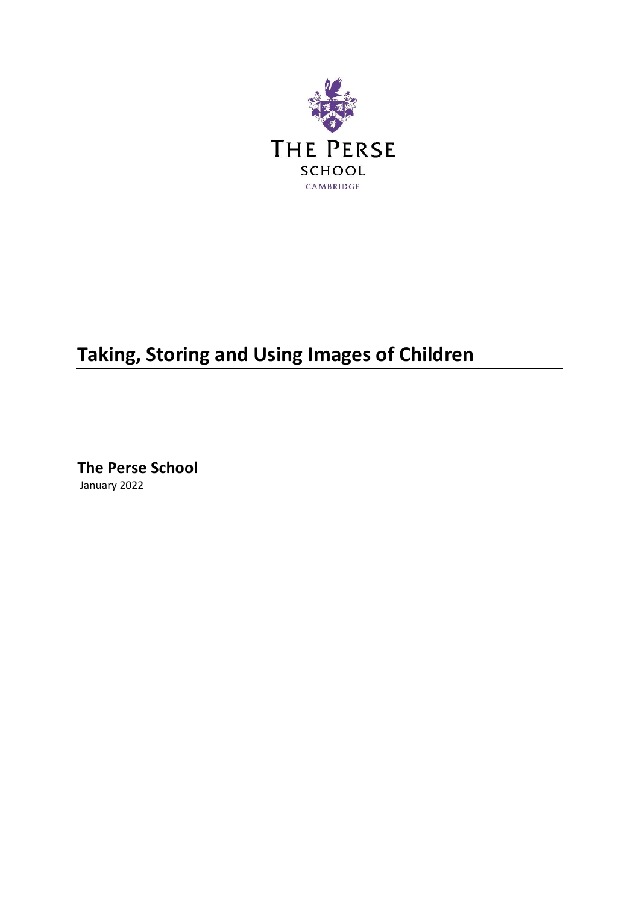THE PERSE

SCHOOL

CAMBRIDGE

# Taking, Storing and Using Images of Children

**The Perse School**

January 2022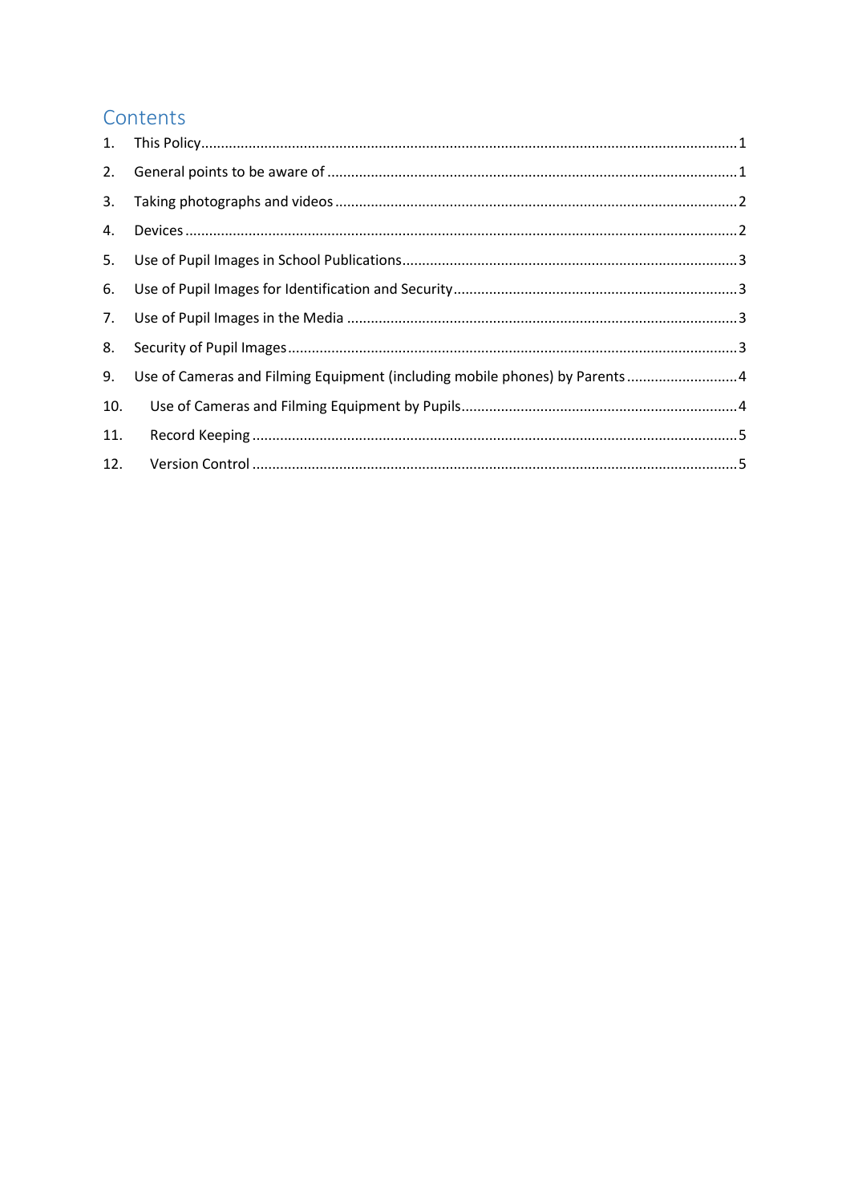# Contents

1. This Policy .......... 1
2. General points to be aware of .......... 1
3. Taking photographs and videos .......... 2
4. Devices .......... 2
5. Use of Pupil Images in School Publications .......... 3
6. Use of Pupil Images for Identification and Security .......... 3
7. Use of Pupil Images in the Media .......... 3
8. Security of Pupil Images .......... 3
9. Use of Cameras and Filming Equipment (including mobile phones) by Parents .......... 4
10. Use of Cameras and Filming Equipment by Pupils .......... 4
11. Record Keeping .......... 5
12. Version Control .......... 5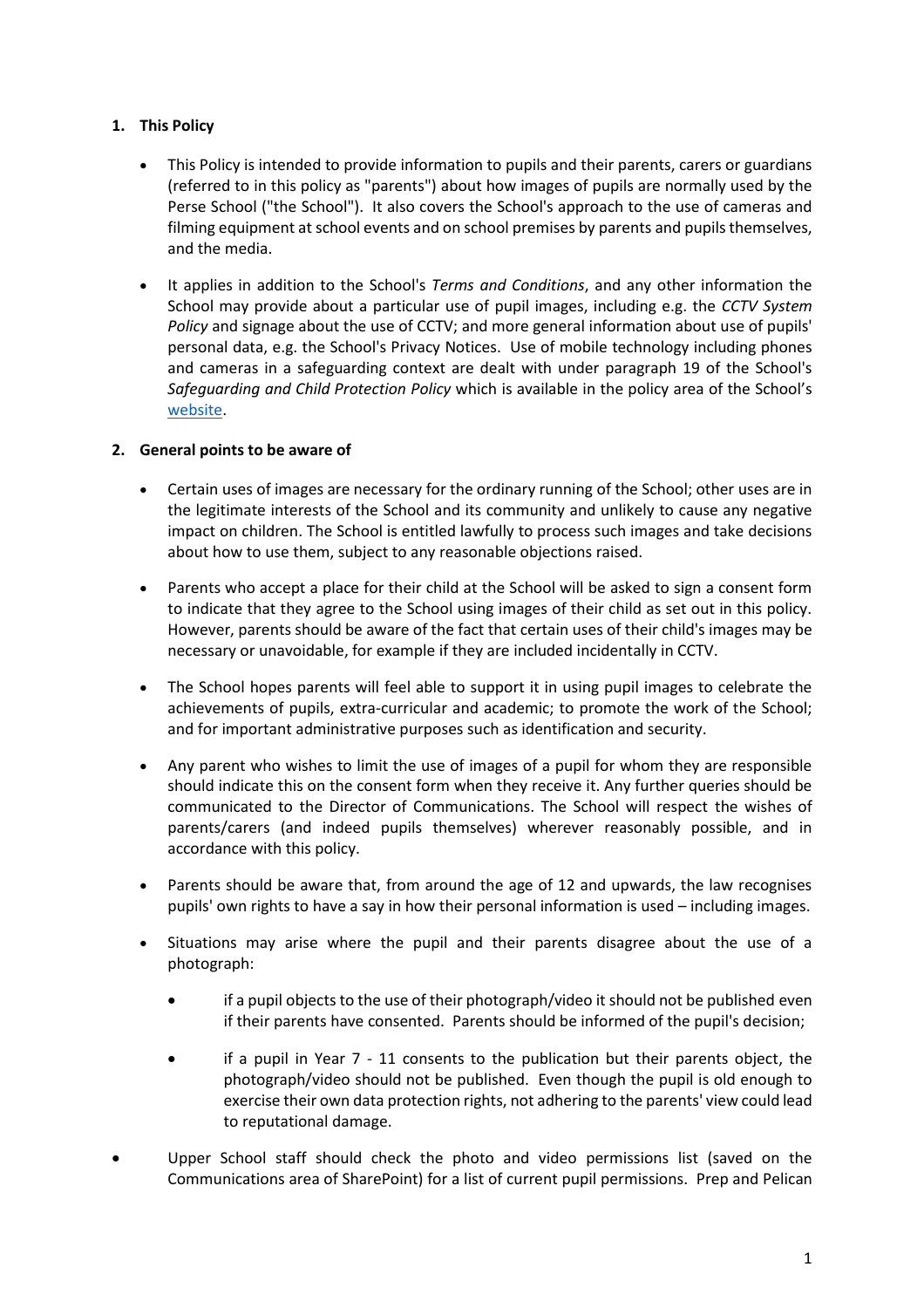## 1. This Policy

- This Policy is intended to provide information to pupils and their parents, carers or guardians (referred to in this policy as "parents") about how images of pupils are normally used by the Perse School ("the School"). It also covers the School's approach to the use of cameras and filming equipment at school events and on school premises by parents and pupils themselves, and the media.

- It applies in addition to the School's *Terms and Conditions*, and any other information the School may provide about a particular use of pupil images, including e.g. the *CCTV System Policy* and signage about the use of CCTV; and more general information about use of pupils' personal data, e.g. the School's Privacy Notices. Use of mobile technology including phones and cameras in a safeguarding context are dealt with under paragraph 19 of the School's *Safeguarding and Child Protection Policy* which is available in the policy area of the School's website.

## 2. General points to be aware of

- Certain uses of images are necessary for the ordinary running of the School; other uses are in the legitimate interests of the School and its community and unlikely to cause any negative impact on children. The School is entitled lawfully to process such images and take decisions about how to use them, subject to any reasonable objections raised.

- Parents who accept a place for their child at the School will be asked to sign a consent form to indicate that they agree to the School using images of their child as set out in this policy. However, parents should be aware of the fact that certain uses of their child's images may be necessary or unavoidable, for example if they are included incidentally in CCTV.

- The School hopes parents will feel able to support it in using pupil images to celebrate the achievements of pupils, extra-curricular and academic; to promote the work of the School; and for important administrative purposes such as identification and security.

- Any parent who wishes to limit the use of images of a pupil for whom they are responsible should indicate this on the consent form when they receive it. Any further queries should be communicated to the Director of Communications. The School will respect the wishes of parents/carers (and indeed pupils themselves) wherever reasonably possible, and in accordance with this policy.

- Parents should be aware that, from around the age of 12 and upwards, the law recognises pupils' own rights to have a say in how their personal information is used – including images.

- Situations may arise where the pupil and their parents disagree about the use of a photograph:

    - if a pupil objects to the use of their photograph/video it should not be published even if their parents have consented. Parents should be informed of the pupil's decision;

    - if a pupil in Year 7 - 11 consents to the publication but their parents object, the photograph/video should not be published. Even though the pupil is old enough to exercise their own data protection rights, not adhering to the parents' view could lead to reputational damage.

- Upper School staff should check the photo and video permissions list (saved on the Communications area of SharePoint) for a list of current pupil permissions. Prep and Pelican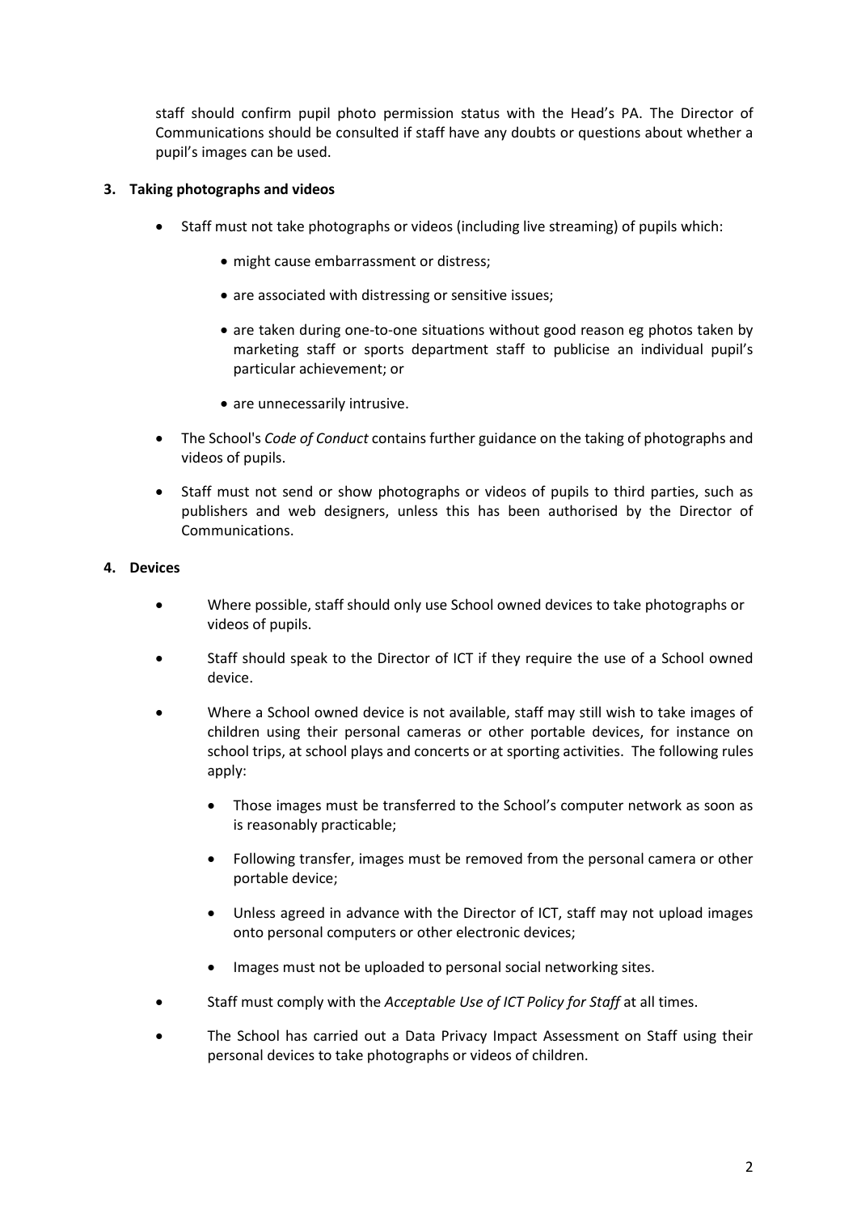staff should confirm pupil photo permission status with the Head's PA. The Director of Communications should be consulted if staff have any doubts or questions about whether a pupil's images can be used.

## 3. Taking photographs and videos

- Staff must not take photographs or videos (including live streaming) of pupils which:
  - might cause embarrassment or distress;
  - are associated with distressing or sensitive issues;
  - are taken during one-to-one situations without good reason eg photos taken by marketing staff or sports department staff to publicise an individual pupil's particular achievement; or
  - are unnecessarily intrusive.
- The School's *Code of Conduct* contains further guidance on the taking of photographs and videos of pupils.
- Staff must not send or show photographs or videos of pupils to third parties, such as publishers and web designers, unless this has been authorised by the Director of Communications.

## 4. Devices

- Where possible, staff should only use School owned devices to take photographs or videos of pupils.
- Staff should speak to the Director of ICT if they require the use of a School owned device.
- Where a School owned device is not available, staff may still wish to take images of children using their personal cameras or other portable devices, for instance on school trips, at school plays and concerts or at sporting activities. The following rules apply:
  - Those images must be transferred to the School's computer network as soon as is reasonably practicable;
  - Following transfer, images must be removed from the personal camera or other portable device;
  - Unless agreed in advance with the Director of ICT, staff may not upload images onto personal computers or other electronic devices;
  - Images must not be uploaded to personal social networking sites.
- Staff must comply with the *Acceptable Use of ICT Policy for Staff* at all times.
- The School has carried out a Data Privacy Impact Assessment on Staff using their personal devices to take photographs or videos of children.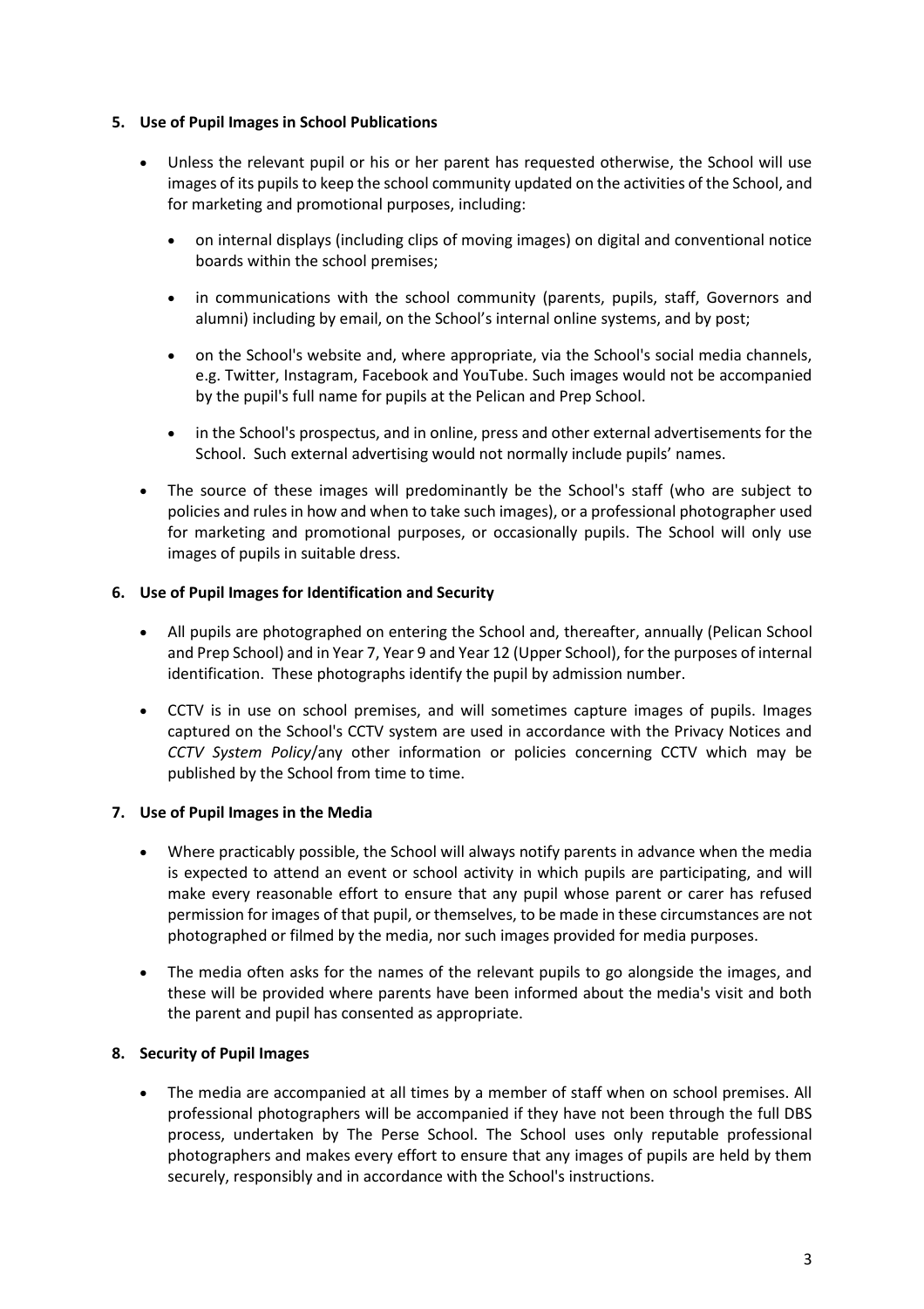**5. Use of Pupil Images in School Publications**

- Unless the relevant pupil or his or her parent has requested otherwise, the School will use images of its pupils to keep the school community updated on the activities of the School, and for marketing and promotional purposes, including:
    - on internal displays (including clips of moving images) on digital and conventional notice boards within the school premises;
    - in communications with the school community (parents, pupils, staff, Governors and alumni) including by email, on the School's internal online systems, and by post;
    - on the School's website and, where appropriate, via the School's social media channels, e.g. Twitter, Instagram, Facebook and YouTube. Such images would not be accompanied by the pupil's full name for pupils at the Pelican and Prep School.
    - in the School's prospectus, and in online, press and other external advertisements for the School. Such external advertising would not normally include pupils' names.
- The source of these images will predominantly be the School's staff (who are subject to policies and rules in how and when to take such images), or a professional photographer used for marketing and promotional purposes, or occasionally pupils. The School will only use images of pupils in suitable dress.

**6. Use of Pupil Images for Identification and Security**

- All pupils are photographed on entering the School and, thereafter, annually (Pelican School and Prep School) and in Year 7, Year 9 and Year 12 (Upper School), for the purposes of internal identification. These photographs identify the pupil by admission number.
- CCTV is in use on school premises, and will sometimes capture images of pupils. Images captured on the School's CCTV system are used in accordance with the Privacy Notices and *CCTV System Policy*/any other information or policies concerning CCTV which may be published by the School from time to time.

**7. Use of Pupil Images in the Media**

- Where practicably possible, the School will always notify parents in advance when the media is expected to attend an event or school activity in which pupils are participating, and will make every reasonable effort to ensure that any pupil whose parent or carer has refused permission for images of that pupil, or themselves, to be made in these circumstances are not photographed or filmed by the media, nor such images provided for media purposes.
- The media often asks for the names of the relevant pupils to go alongside the images, and these will be provided where parents have been informed about the media's visit and both the parent and pupil has consented as appropriate.

**8. Security of Pupil Images**

- The media are accompanied at all times by a member of staff when on school premises. All professional photographers will be accompanied if they have not been through the full DBS process, undertaken by The Perse School. The School uses only reputable professional photographers and makes every effort to ensure that any images of pupils are held by them securely, responsibly and in accordance with the School's instructions.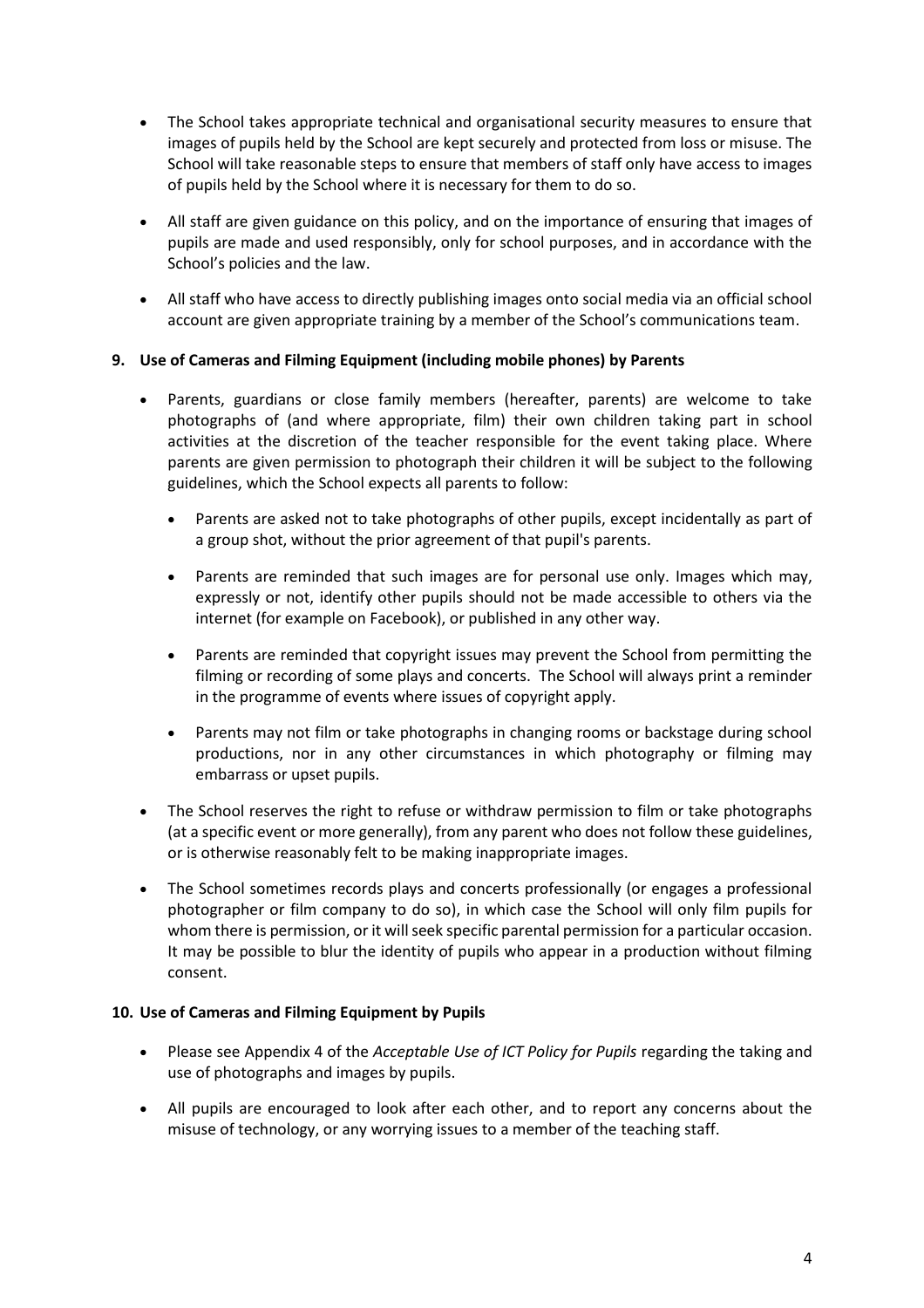- The School takes appropriate technical and organisational security measures to ensure that images of pupils held by the School are kept securely and protected from loss or misuse. The School will take reasonable steps to ensure that members of staff only have access to images of pupils held by the School where it is necessary for them to do so.

- All staff are given guidance on this policy, and on the importance of ensuring that images of pupils are made and used responsibly, only for school purposes, and in accordance with the School's policies and the law.

- All staff who have access to directly publishing images onto social media via an official school account are given appropriate training by a member of the School's communications team.

**9. Use of Cameras and Filming Equipment (including mobile phones) by Parents**

- Parents, guardians or close family members (hereafter, parents) are welcome to take photographs of (and where appropriate, film) their own children taking part in school activities at the discretion of the teacher responsible for the event taking place. Where parents are given permission to photograph their children it will be subject to the following guidelines, which the School expects all parents to follow:

  - Parents are asked not to take photographs of other pupils, except incidentally as part of a group shot, without the prior agreement of that pupil's parents.

  - Parents are reminded that such images are for personal use only. Images which may, expressly or not, identify other pupils should not be made accessible to others via the internet (for example on Facebook), or published in any other way.

  - Parents are reminded that copyright issues may prevent the School from permitting the filming or recording of some plays and concerts. The School will always print a reminder in the programme of events where issues of copyright apply.

  - Parents may not film or take photographs in changing rooms or backstage during school productions, nor in any other circumstances in which photography or filming may embarrass or upset pupils.

- The School reserves the right to refuse or withdraw permission to film or take photographs (at a specific event or more generally), from any parent who does not follow these guidelines, or is otherwise reasonably felt to be making inappropriate images.

- The School sometimes records plays and concerts professionally (or engages a professional photographer or film company to do so), in which case the School will only film pupils for whom there is permission, or it will seek specific parental permission for a particular occasion. It may be possible to blur the identity of pupils who appear in a production without filming consent.

**10. Use of Cameras and Filming Equipment by Pupils**

- Please see Appendix 4 of the *Acceptable Use of ICT Policy for Pupils* regarding the taking and use of photographs and images by pupils.

- All pupils are encouraged to look after each other, and to report any concerns about the misuse of technology, or any worrying issues to a member of the teaching staff.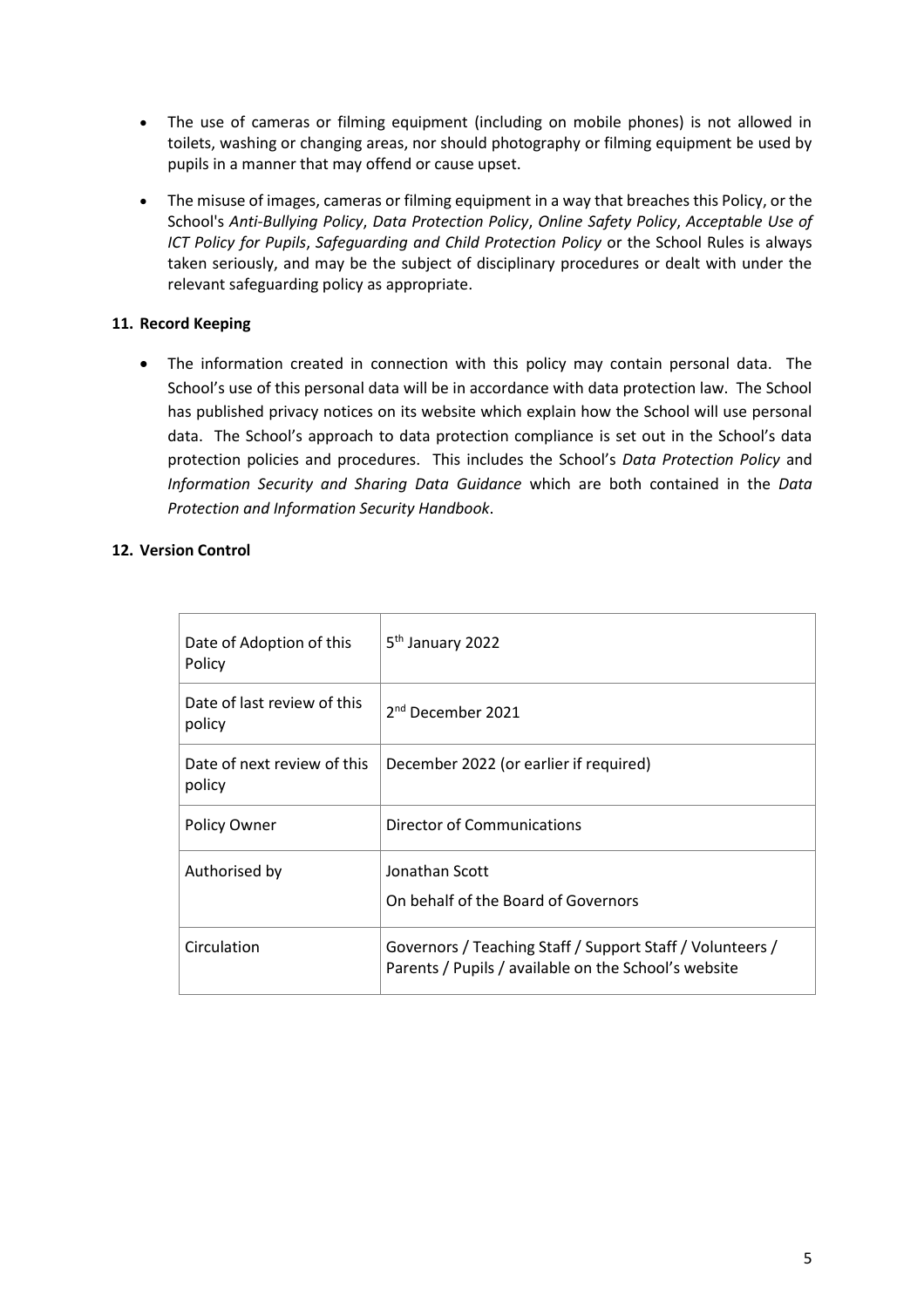- The use of cameras or filming equipment (including on mobile phones) is not allowed in toilets, washing or changing areas, nor should photography or filming equipment be used by pupils in a manner that may offend or cause upset.

- The misuse of images, cameras or filming equipment in a way that breaches this Policy, or the School's *Anti-Bullying Policy*, *Data Protection Policy*, *Online Safety Policy*, *Acceptable Use of ICT Policy for Pupils*, *Safeguarding and Child Protection Policy* or the School Rules is always taken seriously, and may be the subject of disciplinary procedures or dealt with under the relevant safeguarding policy as appropriate.

## 11. Record Keeping

- The information created in connection with this policy may contain personal data. The School's use of this personal data will be in accordance with data protection law. The School has published privacy notices on its website which explain how the School will use personal data. The School's approach to data protection compliance is set out in the School's data protection policies and procedures. This includes the School's *Data Protection Policy* and *Information Security and Sharing Data Guidance* which are both contained in the *Data Protection and Information Security Handbook*.

## 12. Version Control

| | |
|---|---|
| Date of Adoption of this Policy | 5th January 2022 |
| Date of last review of this policy | 2nd December 2021 |
| Date of next review of this policy | December 2022 (or earlier if required) |
| Policy Owner | Director of Communications |
| Authorised by | Jonathan Scott<br>On behalf of the Board of Governors |
| Circulation | Governors / Teaching Staff / Support Staff / Volunteers / Parents / Pupils / available on the School's website |